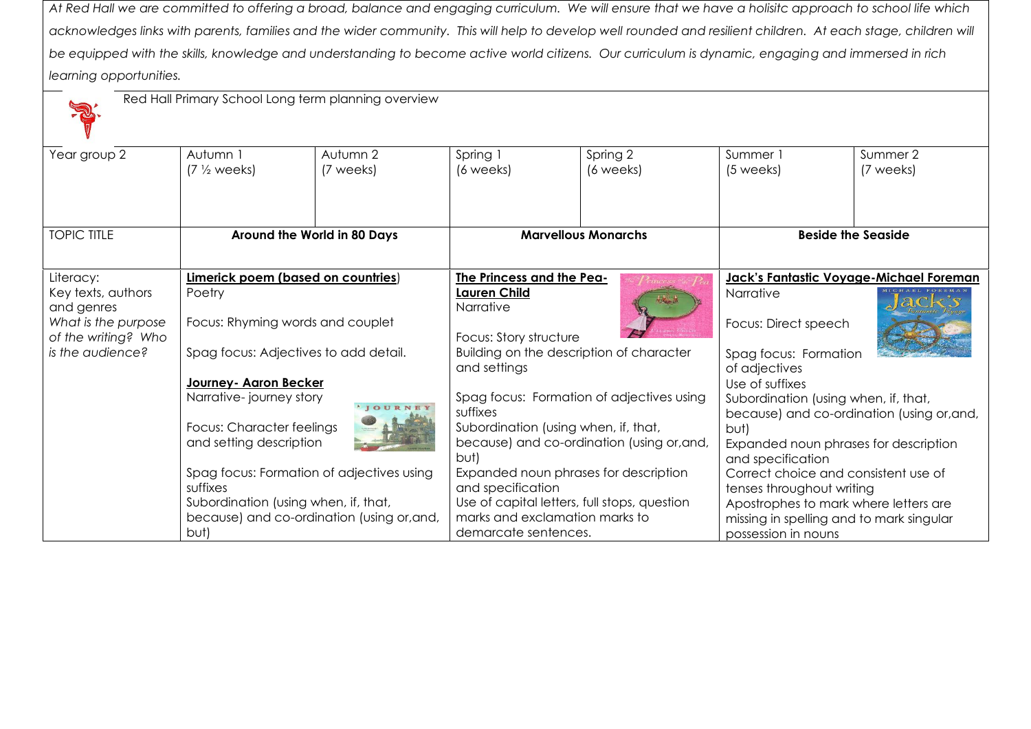*At Red Hall we are committed to offering a broad, balance and engaging curriculum. We will ensure that we have a holisitc approach to school life which acknowledges links with parents, families and the wider community. This will help to develop well rounded and resilient children. At each stage, children will be equipped with the skills, knowledge and understanding to become active world citizens. Our curriculum is dynamic, engaging and immersed in rich learning opportunities.*

Red Hall Primary School Long term planning overview

| Year group 2 | Autumn 1 (7 ½ weeks) | Autumn 2 (7 weeks) | Spring 1 (6 weeks) | Spring 2 (6 weeks) | Summer 1 (5 weeks) | Summer 2 (7 weeks) |
|---|---|---|---|---|---|---|
| TOPIC TITLE | **Around the World in 80 Days** | | **Marvellous Monarchs** | | **Beside the Seaside** | |
| Literacy: Key texts, authors and genres *What is the purpose of the writing? Who is the audience?* | **Limerick poem (based on countries)** Poetry<br><br>Focus: Rhyming words and couplet<br><br>Spag focus: Adjectives to add detail.<br><br>**Journey- Aaron Becker** Narrative- journey story<br><br>Focus: Character feelings and setting description<br><br>Spag focus: Formation of adjectives using suffixes<br>Subordination (using when, if, that, because) and co-ordination (using or,and, but) | | **The Princess and the Pea- Lauren Child** Narrative<br><br>Focus: Story structure<br>Building on the description of character and settings<br><br>Spag focus: Formation of adjectives using suffixes<br>Subordination (using when, if, that, because) and co-ordination (using or,and, but)<br>Expanded noun phrases for description and specification<br>Use of capital letters, full stops, question marks and exclamation marks to demarcate sentences. | | **Jack's Fantastic Voyage-Michael Foreman** Narrative<br><br>Focus: Direct speech<br><br>Spag focus: Formation of adjectives<br>Use of suffixes<br>Subordination (using when, if, that, because) and co-ordination (using or,and, but)<br>Expanded noun phrases for description and specification<br>Correct choice and consistent use of tenses throughout writing<br>Apostrophes to mark where letters are missing in spelling and to mark singular possession in nouns | |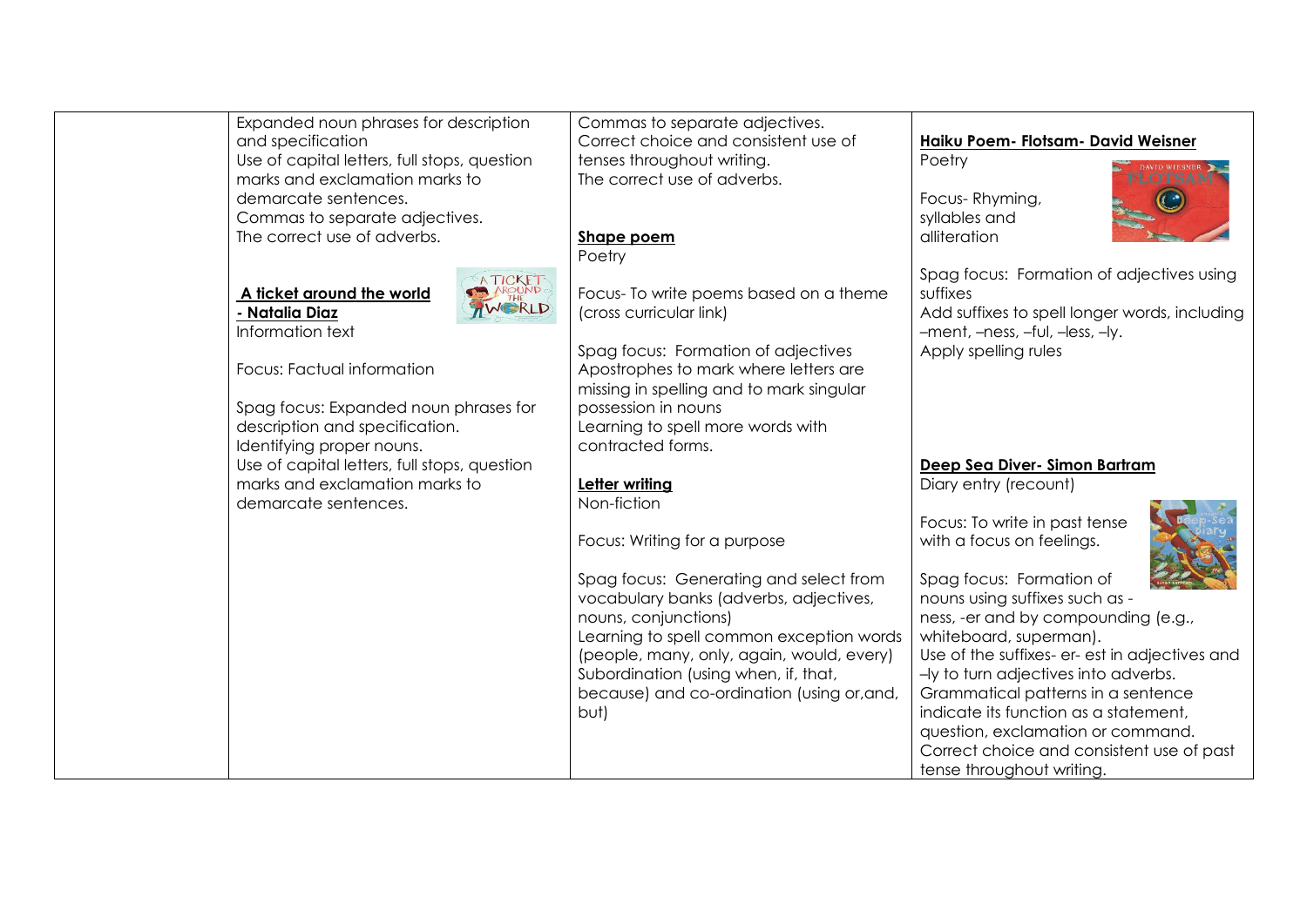| | | | |
|---|---|---|---|
| | Expanded noun phrases for description and specification<br>Use of capital letters, full stops, question marks and exclamation marks to demarcate sentences.<br>Commas to separate adjectives.<br>The correct use of adverbs.<br><br>**A ticket around the world - Natalia Diaz**<br>Information text<br><br>Focus: Factual information<br><br>Spag focus: Expanded noun phrases for description and specification.<br>Identifying proper nouns.<br>Use of capital letters, full stops, question marks and exclamation marks to demarcate sentences. | Commas to separate adjectives.<br>Correct choice and consistent use of tenses throughout writing.<br>The correct use of adverbs.<br><br>**Shape poem**<br>Poetry<br><br>Focus- To write poems based on a theme (cross curricular link)<br><br>Spag focus: Formation of adjectives<br>Apostrophes to mark where letters are missing in spelling and to mark singular possession in nouns<br>Learning to spell more words with contracted forms.<br><br>**Letter writing**<br>Non-fiction<br><br>Focus: Writing for a purpose<br><br>Spag focus: Generating and select from vocabulary banks (adverbs, adjectives, nouns, conjunctions)<br>Learning to spell common exception words (people, many, only, again, would, every)<br>Subordination (using when, if, that, because) and co-ordination (using or,and, but) | **Haiku Poem- Flotsam- David Weisner**<br>Poetry<br><br>Focus- Rhyming, syllables and alliteration<br><br>Spag focus: Formation of adjectives using suffixes<br>Add suffixes to spell longer words, including –ment, –ness, –ful, –less, –ly.<br>Apply spelling rules<br><br>**Deep Sea Diver- Simon Bartram**<br>Diary entry (recount)<br><br>Focus: To write in past tense with a focus on feelings.<br><br>Spag focus: Formation of nouns using suffixes such as -ness, -er and by compounding (e.g., whiteboard, superman).<br>Use of the suffixes- er- est in adjectives and –ly to turn adjectives into adverbs.<br>Grammatical patterns in a sentence indicate its function as a statement, question, exclamation or command.<br>Correct choice and consistent use of past tense throughout writing. |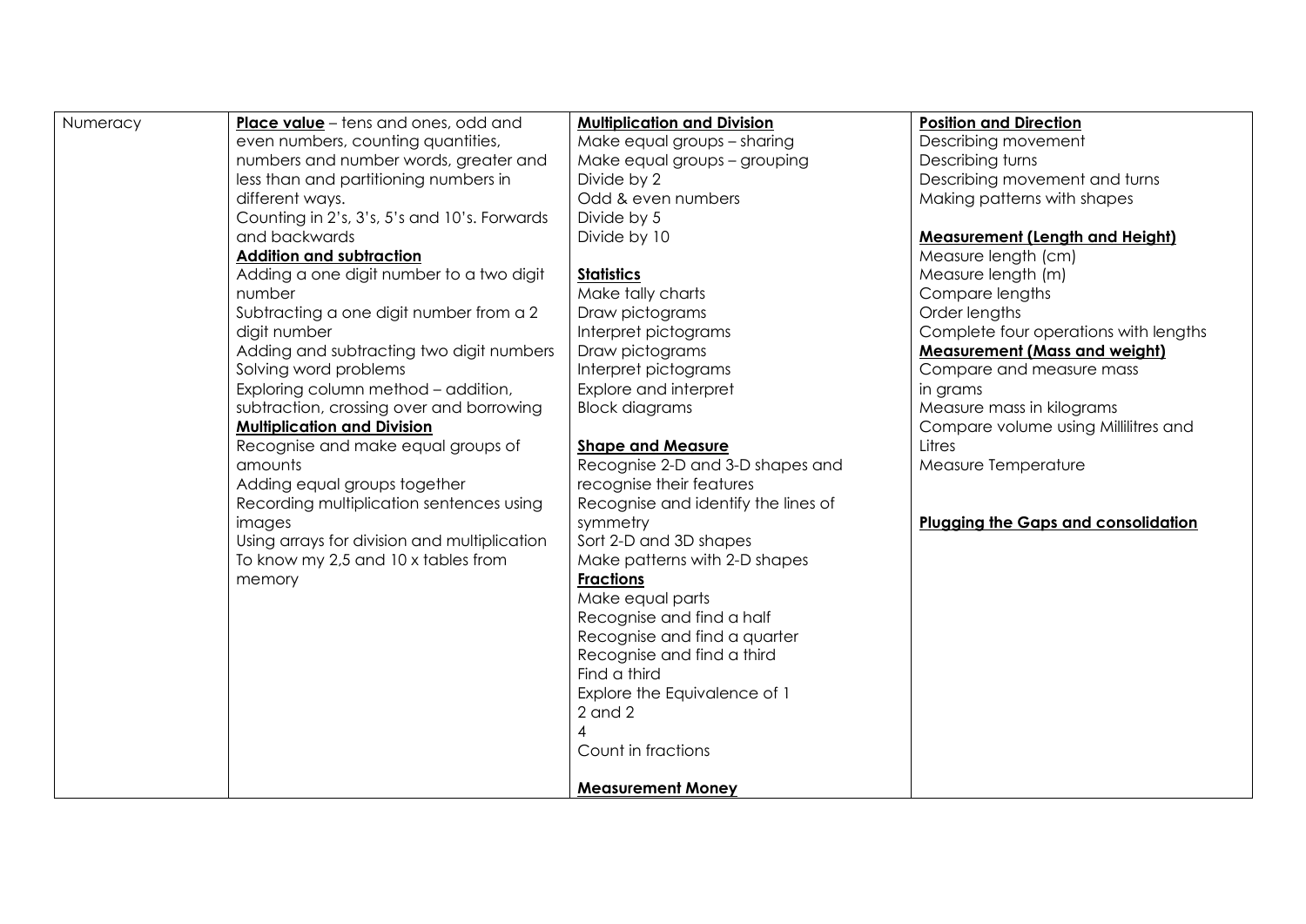| Numeracy | **Place value** – tens and ones, odd and even numbers, counting quantities, numbers and number words, greater and less than and partitioning numbers in different ways.<br>Counting in 2's, 3's, 5's and 10's. Forwards and backwards<br>**Addition and subtraction**<br>Adding a one digit number to a two digit number<br>Subtracting a one digit number from a 2 digit number<br>Adding and subtracting two digit numbers<br>Solving word problems<br>Exploring column method – addition, subtraction, crossing over and borrowing<br>**Multiplication and Division**<br>Recognise and make equal groups of amounts<br>Adding equal groups together<br>Recording multiplication sentences using images<br>Using arrays for division and multiplication<br>To know my 2,5 and 10 x tables from memory | **Multiplication and Division**<br>Make equal groups – sharing<br>Make equal groups – grouping<br>Divide by 2<br>Odd & even numbers<br>Divide by 5<br>Divide by 10<br><br>**Statistics**<br>Make tally charts<br>Draw pictograms<br>Interpret pictograms<br>Draw pictograms<br>Interpret pictograms<br>Explore and interpret<br>Block diagrams<br><br>**Shape and Measure**<br>Recognise 2-D and 3-D shapes and recognise their features<br>Recognise and identify the lines of symmetry<br>Sort 2-D and 3D shapes<br>Make patterns with 2-D shapes<br>**Fractions**<br>Make equal parts<br>Recognise and find a half<br>Recognise and find a quarter<br>Recognise and find a third<br>Find a third<br>Explore the Equivalence of 1<br>2 and 2<br>4<br>Count in fractions<br><br>**Measurement Money** | **Position and Direction**<br>Describing movement<br>Describing turns<br>Describing movement and turns<br>Making patterns with shapes<br><br>**Measurement (Length and Height)**<br>Measure length (cm)<br>Measure length (m)<br>Compare lengths<br>Order lengths<br>Complete four operations with lengths<br>**Measurement (Mass and weight)**<br>Compare and measure mass in grams<br>Measure mass in kilograms<br>Compare volume using Millilitres and Litres<br>Measure Temperature<br><br><br>**Plugging the Gaps and consolidation** |
|---|---|---|---|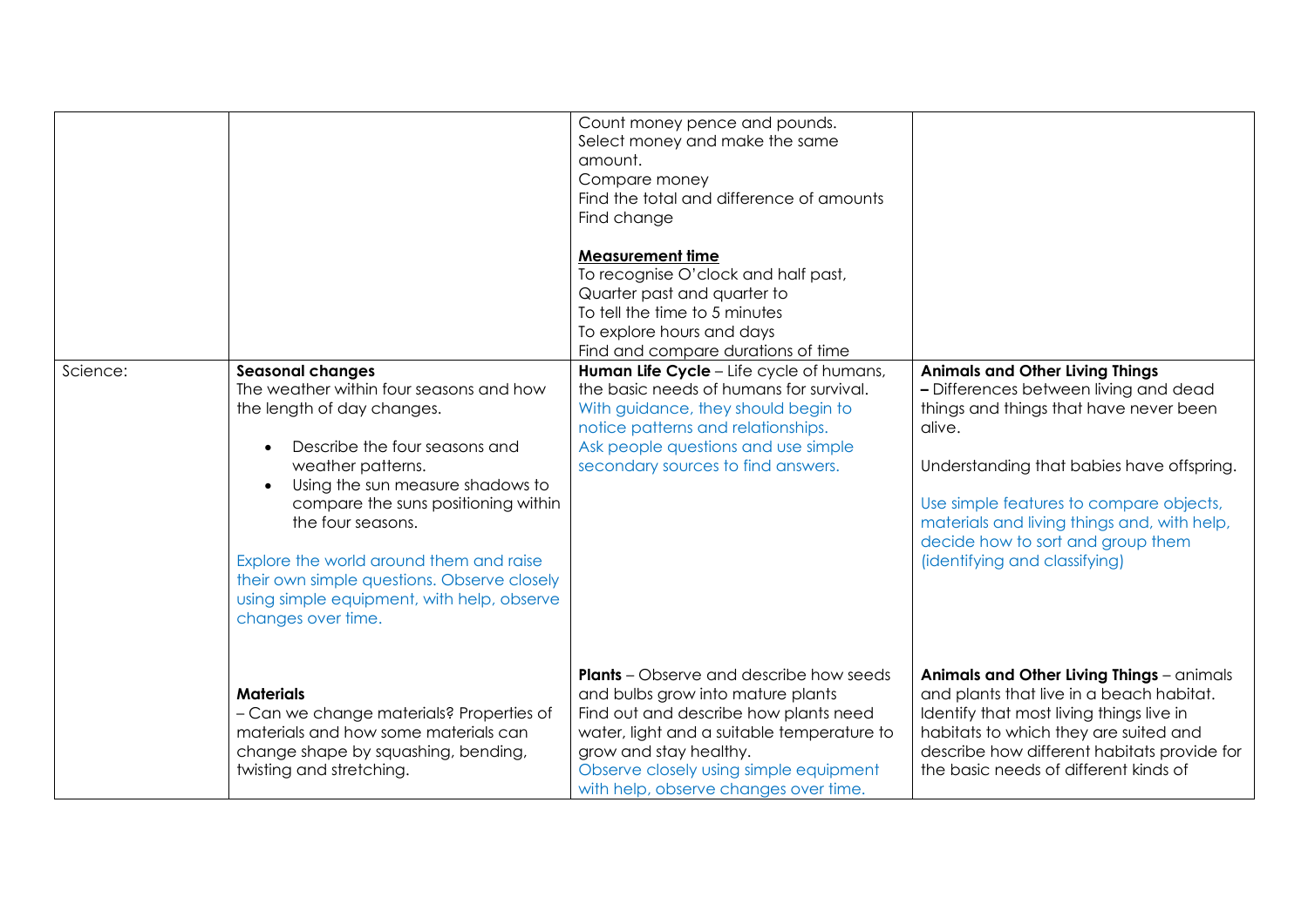| | | | |
|---|---|---|---|
| | | Count money pence and pounds.<br>Select money and make the same amount.<br>Compare money<br>Find the total and difference of amounts<br>Find change<br><br>**<u>Measurement time</u>**<br>To recognise O'clock and half past,<br>Quarter past and quarter to<br>To tell the time to 5 minutes<br>To explore hours and days<br>Find and compare durations of time | |
| Science: | **Seasonal changes**<br>The weather within four seasons and how the length of day changes.<br><br>• Describe the four seasons and weather patterns.<br>• Using the sun measure shadows to compare the suns positioning within the four seasons.<br><br>Explore the world around them and raise their own simple questions. Observe closely using simple equipment, with help, observe changes over time.<br><br>**Materials**<br>– Can we change materials? Properties of materials and how some materials can change shape by squashing, bending, twisting and stretching. | **Human Life Cycle** – Life cycle of humans, the basic needs of humans for survival.<br>With guidance, they should begin to notice patterns and relationships.<br>Ask people questions and use simple secondary sources to find answers.<br><br>**Plants** – Observe and describe how seeds and bulbs grow into mature plants<br>Find out and describe how plants need water, light and a suitable temperature to grow and stay healthy.<br>Observe closely using simple equipment with help, observe changes over time. | **Animals and Other Living Things**<br>**–** Differences between living and dead things and things that have never been alive.<br><br>Understanding that babies have offspring.<br><br>Use simple features to compare objects, materials and living things and, with help, decide how to sort and group them (identifying and classifying)<br><br>**Animals and Other Living Things** – animals and plants that live in a beach habitat.<br>Identify that most living things live in habitats to which they are suited and describe how different habitats provide for the basic needs of different kinds of |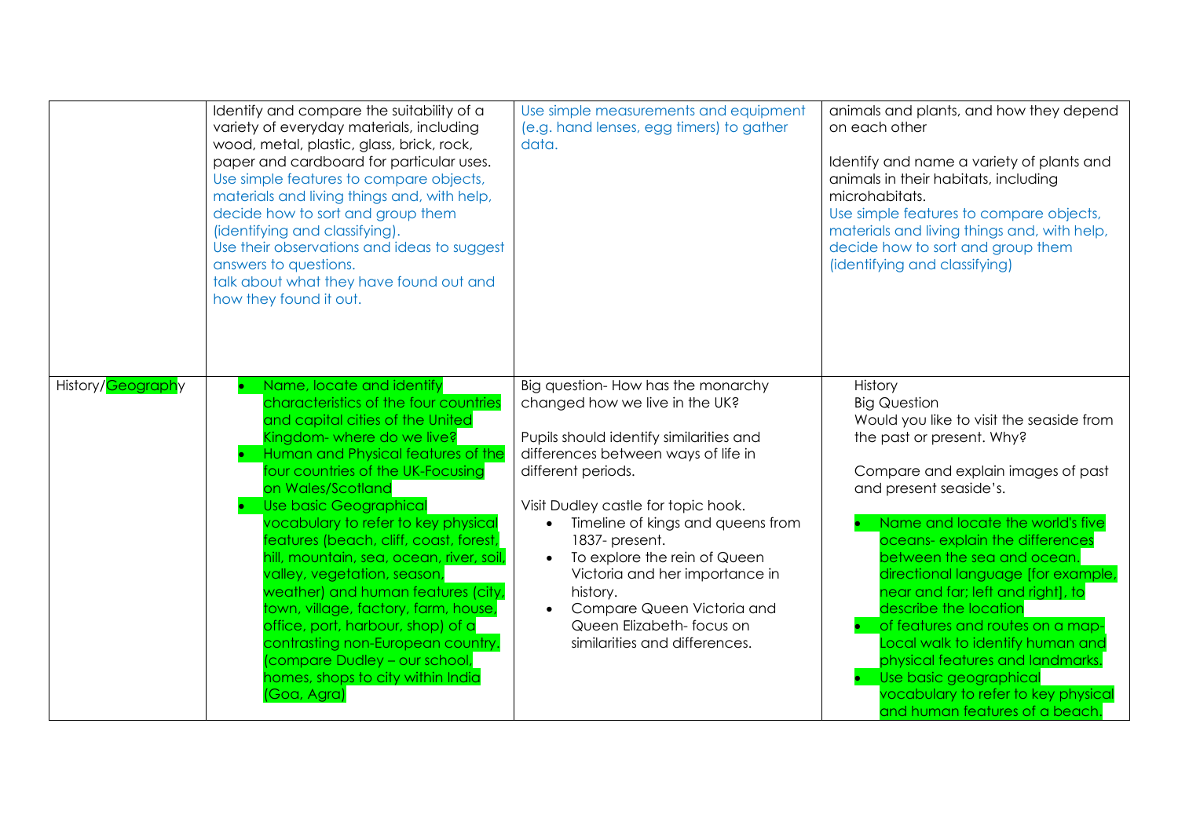| | | | |
|---|---|---|---|
| | Identify and compare the suitability of a variety of everyday materials, including wood, metal, plastic, glass, brick, rock, paper and cardboard for particular uses.<br>Use simple features to compare objects, materials and living things and, with help, decide how to sort and group them (identifying and classifying).<br>Use their observations and ideas to suggest answers to questions.<br>talk about what they have found out and how they found it out. | Use simple measurements and equipment (e.g. hand lenses, egg timers) to gather data. | animals and plants, and how they depend on each other<br><br>Identify and name a variety of plants and animals in their habitats, including microhabitats.<br>Use simple features to compare objects, materials and living things and, with help, decide how to sort and group them (identifying and classifying) |
| History/Geography | • Name, locate and identify characteristics of the four countries and capital cities of the United Kingdom- where do we live?<br>• Human and Physical features of the four countries of the UK-Focusing on Wales/Scotland<br>• Use basic Geographical vocabulary to refer to key physical features (beach, cliff, coast, forest, hill, mountain, sea, ocean, river, soil, valley, vegetation, season, weather) and human features (city, town, village, factory, farm, house, office, port, harbour, shop) of a contrasting non-European country. (compare Dudley – our school, homes, shops to city within India (Goa, Agra) | Big question- How has the monarchy changed how we live in the UK?<br><br>Pupils should identify similarities and differences between ways of life in different periods.<br><br>Visit Dudley castle for topic hook.<br>• Timeline of kings and queens from 1837- present.<br>• To explore the rein of Queen Victoria and her importance in history.<br>• Compare Queen Victoria and Queen Elizabeth- focus on similarities and differences. | History<br>Big Question<br>Would you like to visit the seaside from the past or present. Why?<br><br>Compare and explain images of past and present seaside's.<br><br>• Name and locate the world's five oceans- explain the differences between the sea and ocean. directional language [for example, near and far; left and right], to describe the location<br>• of features and routes on a map- Local walk to identify human and physical features and landmarks.<br>• Use basic geographical vocabulary to refer to key physical and human features of a beach. |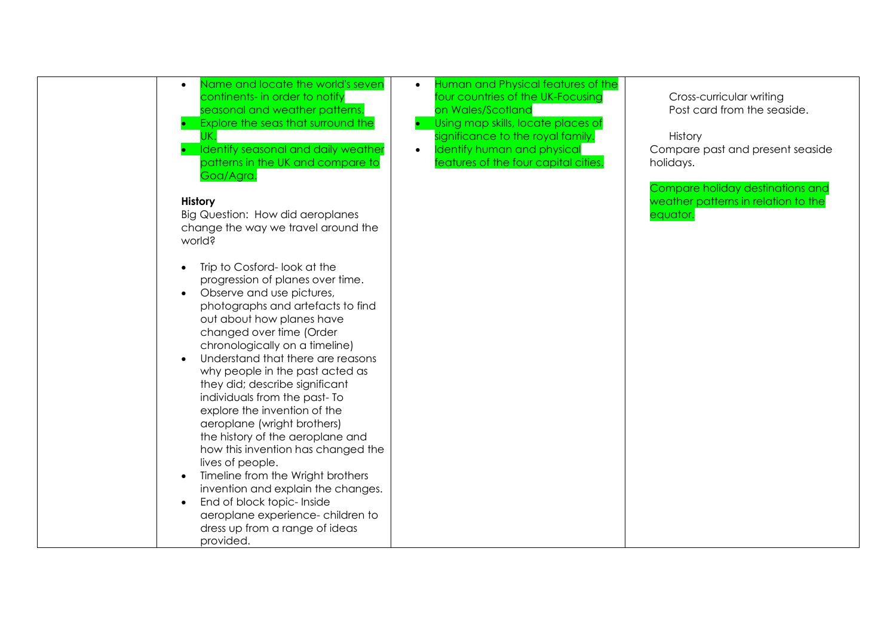| | | | |
|---|---|---|---|
| | <ul><li>Name and locate the world's seven continents- in order to notify seasonal and weather patterns.</li><li>Explore the seas that surround the UK.</li><li>Identify seasonal and daily weather patterns in the UK and compare to Goa/Agra.</li></ul>**History**<br>Big Question: How did aeroplanes change the way we travel around the world?<ul><li>Trip to Cosford- look at the progression of planes over time.</li><li>Observe and use pictures, photographs and artefacts to find out about how planes have changed over time (Order chronologically on a timeline)</li><li>Understand that there are reasons why people in the past acted as they did; describe significant individuals from the past- To explore the invention of the aeroplane (wright brothers) the history of the aeroplane and how this invention has changed the lives of people.</li><li>Timeline from the Wright brothers invention and explain the changes.</li><li>End of block topic- Inside aeroplane experience- children to dress up from a range of ideas provided.</li></ul> | <ul><li>Human and Physical features of the four countries of the UK-Focusing on Wales/Scotland</li><li>Using map skills, locate places of significance to the royal family.</li><li>Identify human and physical features of the four capital cities.</li></ul> | Cross-curricular writing<br>Post card from the seaside.<br><br>History<br>Compare past and present seaside holidays.<br><br>Compare holiday destinations and weather patterns in relation to the equator. |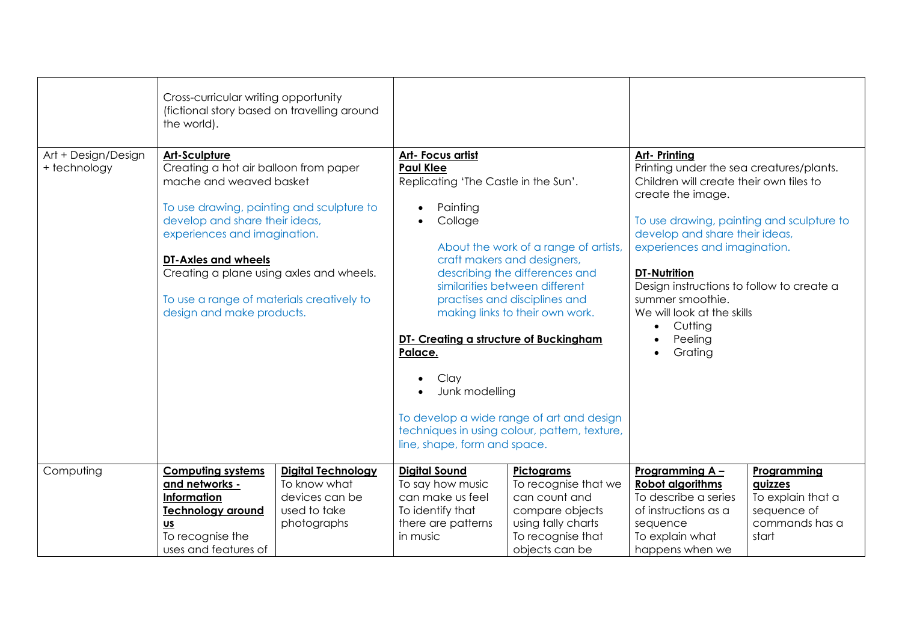| | | | | | | |
|---|---|---|---|---|---|---|
| | Cross-curricular writing opportunity (fictional story based on travelling around the world). | | | | | |
| Art + Design/Design + technology | **Art-Sculpture**<br>Creating a hot air balloon from paper mache and weaved basket<br><br>To use drawing, painting and sculpture to develop and share their ideas, experiences and imagination.<br><br>**DT-Axles and wheels**<br>Creating a plane using axles and wheels.<br><br>To use a range of materials creatively to design and make products. | | **Art- Focus artist**<br>**Paul Klee**<br>Replicating 'The Castle in the Sun'.<br>• Painting<br>• Collage<br><br>About the work of a range of artists, craft makers and designers, describing the differences and similarities between different practises and disciplines and making links to their own work.<br><br>**DT- Creating a structure of Buckingham Palace.**<br>• Clay<br>• Junk modelling<br><br>To develop a wide range of art and design techniques in using colour, pattern, texture, line, shape, form and space. | | **Art- Printing**<br>Printing under the sea creatures/plants. Children will create their own tiles to create the image.<br><br>To use drawing, painting and sculpture to develop and share their ideas, experiences and imagination.<br><br>**DT-Nutrition**<br>Design instructions to follow to create a summer smoothie.<br>We will look at the skills<br>• Cutting<br>• Peeling<br>• Grating | |
| Computing | **Computing systems and networks - Information Technology around us**<br>To recognise the uses and features of | **Digital Technology**<br>To know what devices can be used to take photographs | **Digital Sound**<br>To say how music can make us feel<br>To identify that there are patterns in music | **Pictograms**<br>To recognise that we can count and compare objects using tally charts<br>To recognise that objects can be | **Programming A – Robot algorithms**<br>To describe a series of instructions as a sequence<br>To explain what happens when we | **Programming quizzes**<br>To explain that a sequence of commands has a start |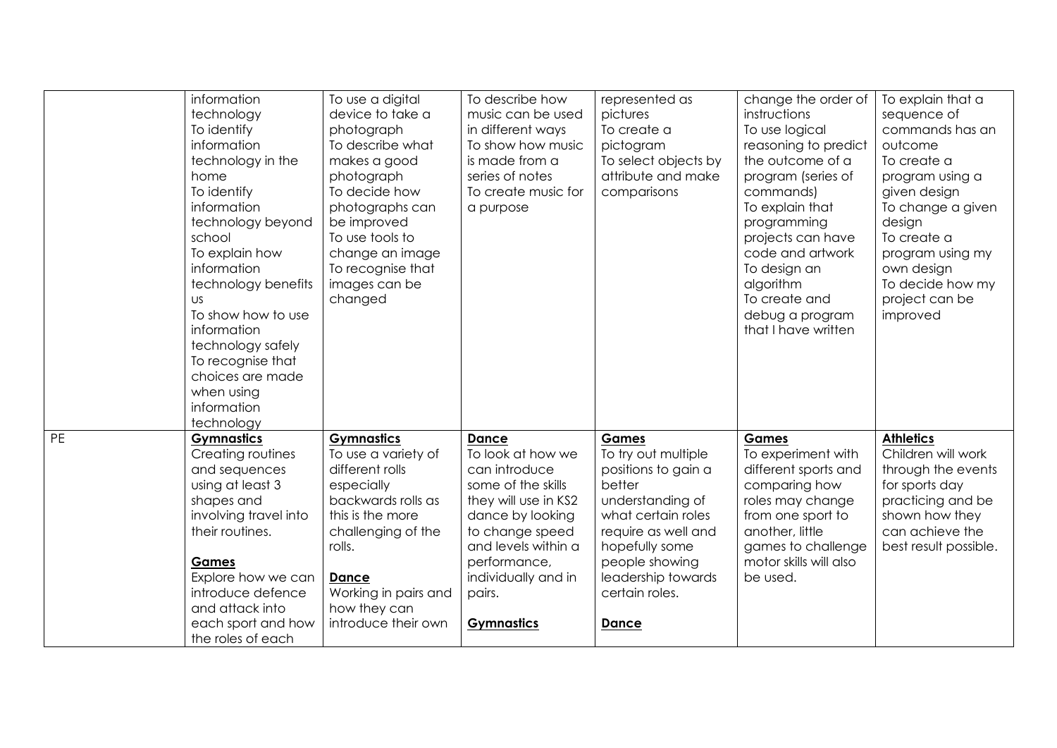| | | | | | | |
|---|---|---|---|---|---|---|
| | information technology<br>To identify information technology in the home<br>To identify information technology beyond school<br>To explain how information technology benefits us<br>To show how to use information technology safely<br>To recognise that choices are made when using information technology | To use a digital device to take a photograph<br>To describe what makes a good photograph<br>To decide how photographs can be improved<br>To use tools to change an image<br>To recognise that images can be changed | To describe how music can be used in different ways<br>To show how music is made from a series of notes<br>To create music for a purpose | represented as pictures<br>To create a pictogram<br>To select objects by attribute and make comparisons | change the order of instructions<br>To use logical reasoning to predict the outcome of a program (series of commands)<br>To explain that programming projects can have code and artwork<br>To design an algorithm<br>To create and debug a program that I have written | To explain that a sequence of commands has an outcome<br>To create a program using a given design<br>To change a given design<br>To create a program using my own design<br>To decide how my project can be improved |
| PE | **Gymnastics**<br>Creating routines and sequences using at least 3 shapes and involving travel into their routines.<br><br>**Games**<br>Explore how we can introduce defence and attack into each sport and how the roles of each | **Gymnastics**<br>To use a variety of different rolls especially backwards rolls as this is the more challenging of the rolls.<br><br>**Dance**<br>Working in pairs and how they can introduce their own | **Dance**<br>To look at how we can introduce some of the skills they will use in KS2 dance by looking to change speed and levels within a performance, individually and in pairs.<br><br>**Gymnastics** | **Games**<br>To try out multiple positions to gain a better understanding of what certain roles require as well and hopefully some people showing leadership towards certain roles.<br><br>**Dance** | **Games**<br>To experiment with different sports and comparing how roles may change from one sport to another, little games to challenge motor skills will also be used. | **Athletics**<br>Children will work through the events for sports day practicing and be shown how they can achieve the best result possible. |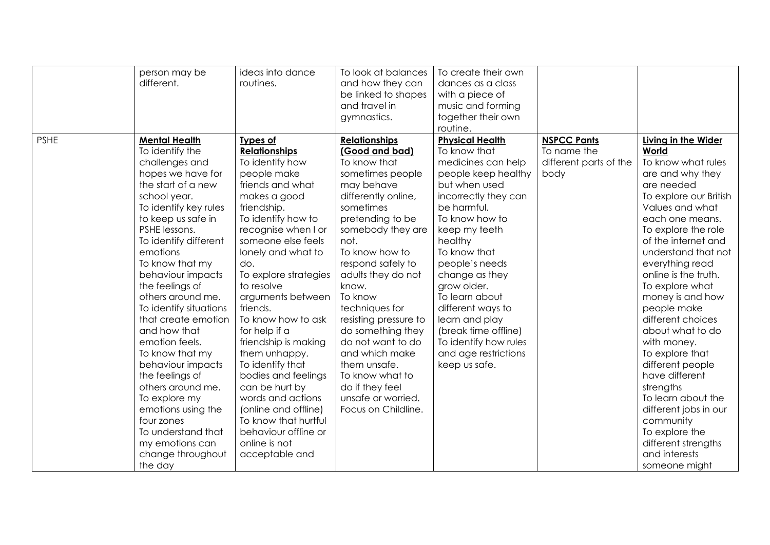| | | | | | | |
|---|---|---|---|---|---|---|
| | person may be different. | ideas into dance routines. | To look at balances and how they can be linked to shapes and travel in gymnastics. | To create their own dances as a class with a piece of music and forming together their own routine. | | |
| PSHE | **Mental Health**<br>To identify the challenges and hopes we have for the start of a new school year.<br>To identify key rules to keep us safe in PSHE lessons.<br>To identify different emotions<br>To know that my behaviour impacts the feelings of others around me.<br>To identify situations that create emotion and how that emotion feels.<br>To know that my behaviour impacts the feelings of others around me.<br>To explore my emotions using the four zones<br>To understand that my emotions can change throughout the day | **Types of Relationships**<br>To identify how people make friends and what makes a good friendship.<br>To identify how to recognise when I or someone else feels lonely and what to do.<br>To explore strategies to resolve arguments between friends.<br>To know how to ask for help if a friendship is making them unhappy.<br>To identify that bodies and feelings can be hurt by words and actions (online and offline)<br>To know that hurtful behaviour offline or online is not acceptable and | **Relationships (Good and bad)**<br>To know that sometimes people may behave differently online, sometimes pretending to be somebody they are not.<br>To know how to respond safely to adults they do not know.<br>To know techniques for resisting pressure to do something they do not want to do and which make them unsafe.<br>To know what to do if they feel unsafe or worried. Focus on Childline. | **Physical Health**<br>To know that medicines can help people keep healthy but when used incorrectly they can be harmful.<br>To know how to keep my teeth healthy<br>To know that people's needs change as they grow older.<br>To learn about different ways to learn and play (break time offline)<br>To identify how rules and age restrictions keep us safe. | **NSPCC Pants**<br>To name the different parts of the body | **Living in the Wider World**<br>To know what rules are and why they are needed<br>To explore our British Values and what each one means.<br>To explore the role of the internet and understand that not everything read online is the truth.<br>To explore what money is and how people make different choices about what to do with money.<br>To explore that different people have different strengths<br>To learn about the different jobs in our community<br>To explore the different strengths and interests someone might |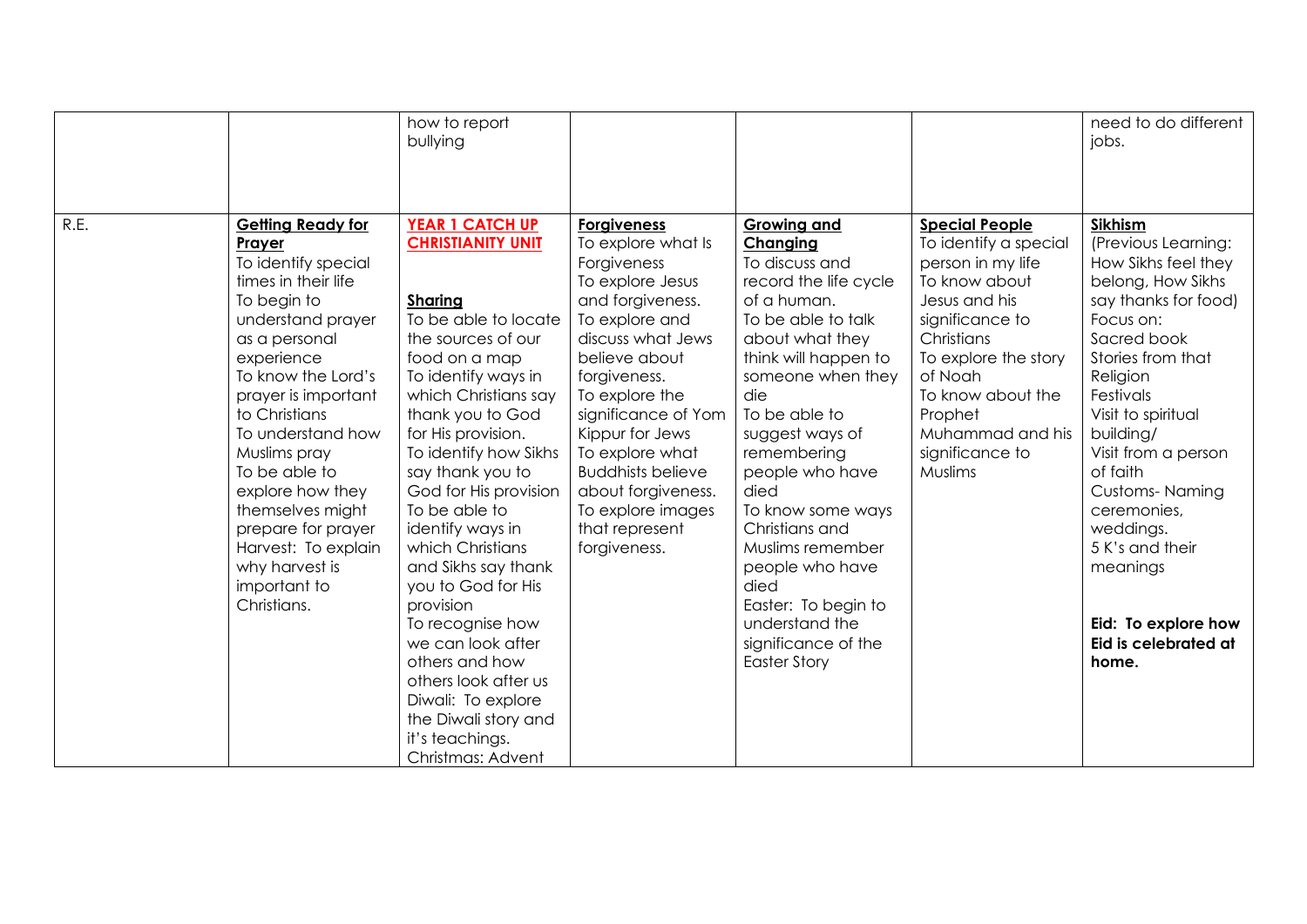| | | | | | | |
|---|---|---|---|---|---|---|
| | | how to report bullying | | | | need to do different jobs. |
| R.E. | **Getting Ready for Prayer**<br>To identify special times in their life<br>To begin to understand prayer as a personal experience<br>To know the Lord's prayer is important to Christians<br>To understand how Muslims pray<br>To be able to explore how they themselves might prepare for prayer<br>Harvest: To explain why harvest is important to Christians. | **YEAR 1 CATCH UP CHRISTIANITY UNIT**<br><br>**Sharing**<br>To be able to locate the sources of our food on a map<br>To identify ways in which Christians say thank you to God for His provision.<br>To identify how Sikhs say thank you to God for His provision<br>To be able to identify ways in which Christians and Sikhs say thank you to God for His provision<br>To recognise how we can look after others and how others look after us<br>Diwali: To explore the Diwali story and it's teachings.<br>Christmas: Advent | **Forgiveness**<br>To explore what Is Forgiveness<br>To explore Jesus and forgiveness.<br>To explore and discuss what Jews believe about forgiveness.<br>To explore the significance of Yom Kippur for Jews<br>To explore what Buddhists believe about forgiveness.<br>To explore images that represent forgiveness. | **Growing and Changing**<br>To discuss and record the life cycle of a human.<br>To be able to talk about what they think will happen to someone when they die<br>To be able to suggest ways of remembering people who have died<br>To know some ways Christians and Muslims remember people who have died<br>Easter: To begin to understand the significance of the Easter Story | **Special People**<br>To identify a special person in my life<br>To know about Jesus and his significance to Christians<br>To explore the story of Noah<br>To know about the Prophet Muhammad and his significance to Muslims | **Sikhism**<br>(Previous Learning: How Sikhs feel they belong, How Sikhs say thanks for food)<br>Focus on:<br>Sacred book<br>Stories from that Religion<br>Festivals<br>Visit to spiritual building/<br>Visit from a person of faith<br>Customs- Naming ceremonies, weddings.<br>5 K's and their meanings<br><br>**Eid: To explore how Eid is celebrated at home.** |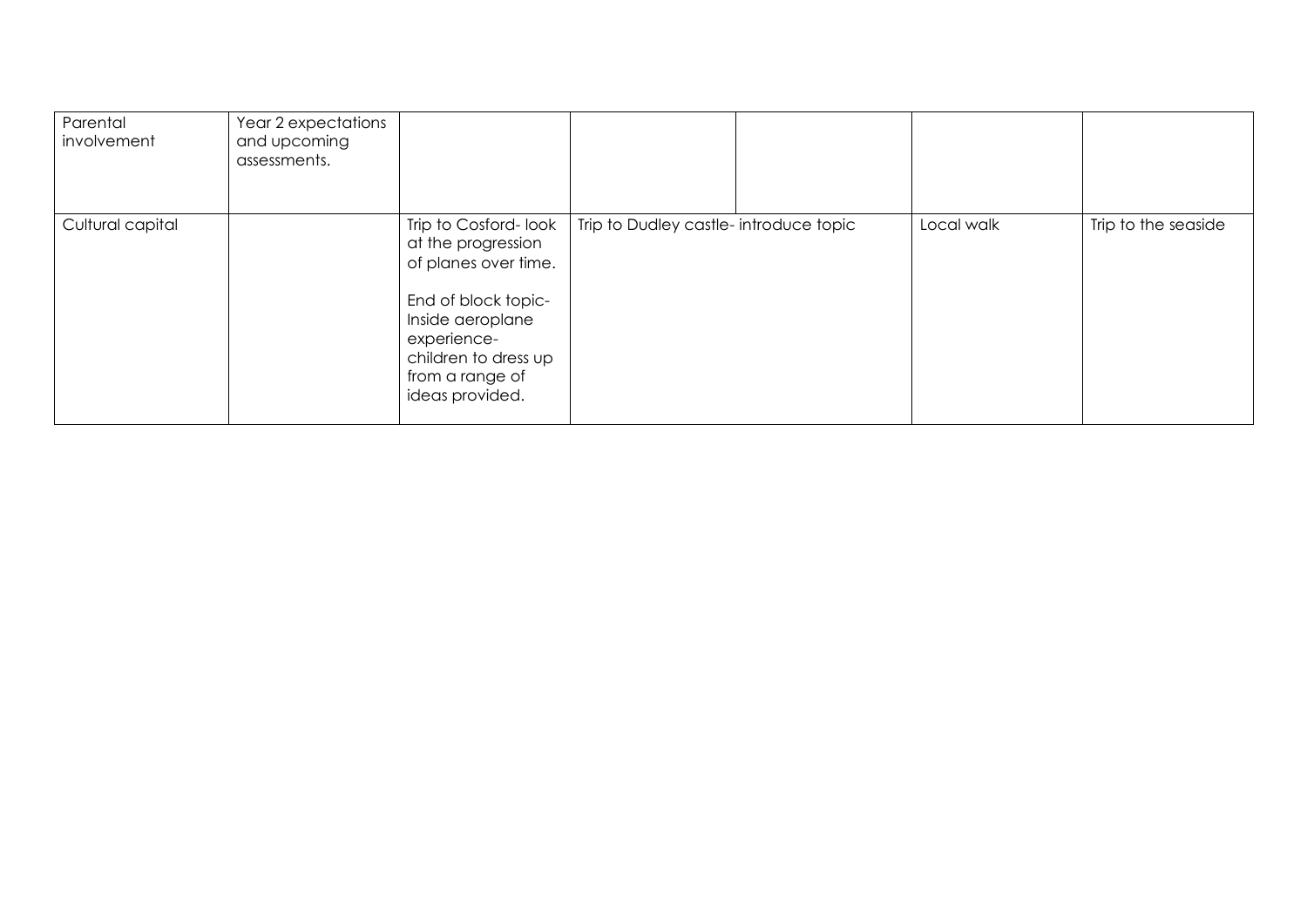| | | | | | | |
|---|---|---|---|---|---|---|
| Parental involvement | Year 2 expectations and upcoming assessments. | | | | | |
| Cultural capital | | Trip to Cosford- look at the progression of planes over time.<br><br>End of block topic- Inside aeroplane experience- children to dress up from a range of ideas provided. | Trip to Dudley castle- introduce topic | | Local walk | Trip to the seaside |